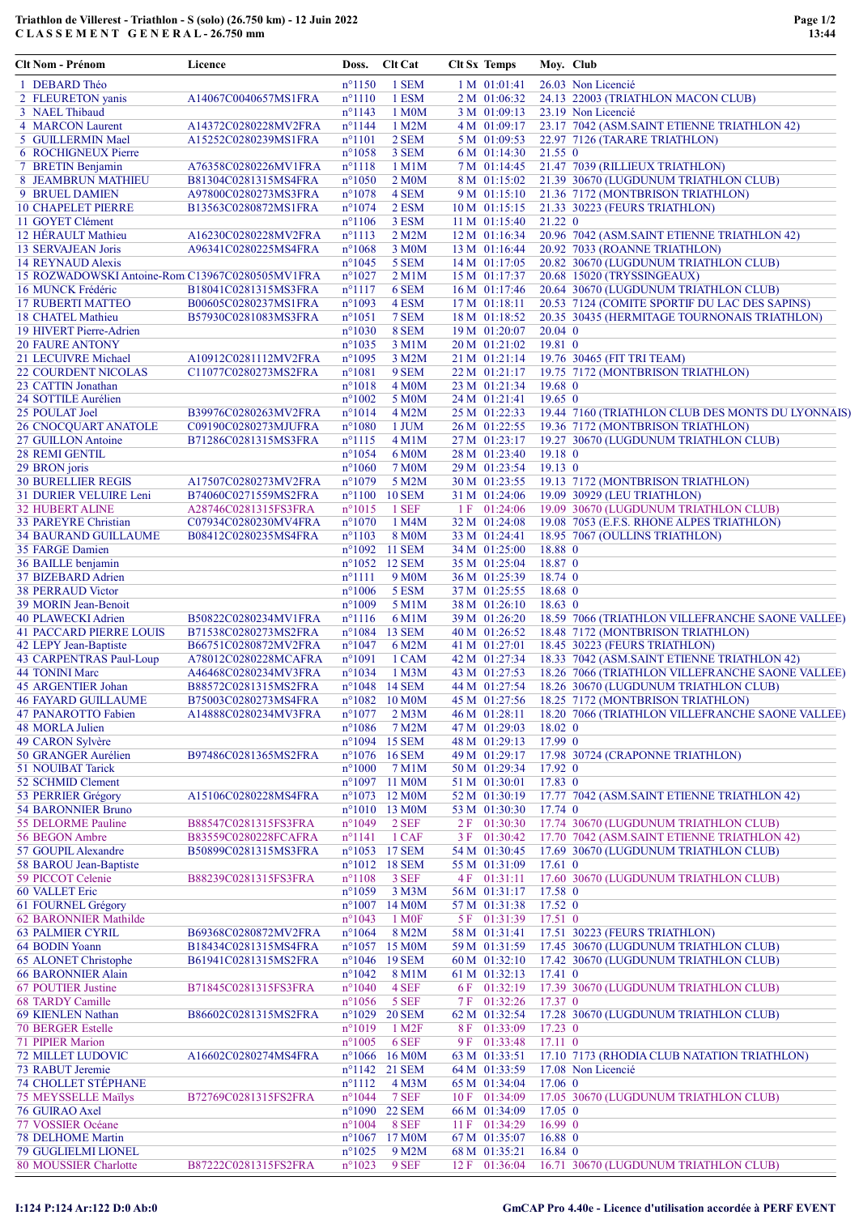# Triathlon de Villerest - Triathlon - S (solo) (26.750 km) - 12 Juin 2022

**C L A S S E M E N T   G E N E R A L - 26.750 mm**

| Clt | Nom - Prénom | Licence | Doss. | Clt Cat | Clt Sx | Temps | Moy. | Club |
|---|---|---|---|---|---|---|---|---|
| 1 | DEBARD Théo | | n°1150 | 1 SEM | 1 M | 01:01:41 | 26.03 | Non Licencié |
| 2 | FLEURETON yanis | A14067C0040657MS1FRA | n°1110 | 1 ESM | 2 M | 01:06:32 | 24.13 | 22003 (TRIATHLON MACON CLUB) |
| 3 | NAEL Thibaud | | n°1143 | 1 M0M | 3 M | 01:09:13 | 23.19 | Non Licencié |
| 4 | MARCON Laurent | A14372C0280228MV2FRA | n°1144 | 1 M2M | 4 M | 01:09:17 | 23.17 | 7042 (ASM.SAINT ETIENNE TRIATHLON 42) |
| 5 | GUILLERMIN Mael | A15252C0280239MS1FRA | n°1101 | 2 SEM | 5 M | 01:09:53 | 22.97 | 7126 (TARARE TRIATHLON) |
| 6 | ROCHIGNEUX Pierre | | n°1058 | 3 SEM | 6 M | 01:14:30 | 21.55 | 0 |
| 7 | BRETIN Benjamin | A76358C0280226MV1FRA | n°1118 | 1 M1M | 7 M | 01:14:45 | 21.47 | 7039 (RILLIEUX TRIATHLON) |
| 8 | JEAMBRUN MATHIEU | B81304C0281315MS4FRA | n°1050 | 2 M0M | 8 M | 01:15:02 | 21.39 | 30670 (LUGDUNUM TRIATHLON CLUB) |
| 9 | BRUEL DAMIEN | A97800C0280273MS3FRA | n°1078 | 4 SEM | 9 M | 01:15:10 | 21.36 | 7172 (MONTBRISON TRIATHLON) |
| 10 | CHAPELET PIERRE | B13563C0280872MS1FRA | n°1074 | 2 ESM | 10 M | 01:15:15 | 21.33 | 30223 (FEURS TRIATHLON) |
| 11 | GOYET Clément | | n°1106 | 3 ESM | 11 M | 01:15:40 | 21.22 | 0 |
| 12 | HÉRAULT Mathieu | A16230C0280228MV2FRA | n°1113 | 2 M2M | 12 M | 01:16:34 | 20.96 | 7042 (ASM.SAINT ETIENNE TRIATHLON 42) |
| 13 | SERVAJEAN Joris | A96341C0280225MS4FRA | n°1068 | 3 M0M | 13 M | 01:16:44 | 20.92 | 7033 (ROANNE TRIATHLON) |
| 14 | REYNAUD Alexis | | n°1045 | 5 SEM | 14 M | 01:17:05 | 20.82 | 30670 (LUGDUNUM TRIATHLON CLUB) |
| 15 | ROZWADOWSKI Antoine-Rom | C13967C0280505MV1FRA | n°1027 | 2 M1M | 15 M | 01:17:37 | 20.68 | 15020 (TRYSSINGEAUX) |
| 16 | MUNCK Frédéric | B18041C0281315MS3FRA | n°1117 | 6 SEM | 16 M | 01:17:46 | 20.64 | 30670 (LUGDUNUM TRIATHLON CLUB) |
| 17 | RUBERTI MATTEO | B00605C0280237MS1FRA | n°1093 | 4 ESM | 17 M | 01:18:11 | 20.53 | 7124 (COMITE SPORTIF DU LAC DES SAPINS) |
| 18 | CHATEL Mathieu | B57930C0281083MS3FRA | n°1051 | 7 SEM | 18 M | 01:18:52 | 20.35 | 30435 (HERMITAGE TOURNONAIS TRIATHLON) |
| 19 | HIVERT Pierre-Adrien | | n°1030 | 8 SEM | 19 M | 01:20:07 | 20.04 | 0 |
| 20 | FAURE ANTONY | | n°1035 | 3 M1M | 20 M | 01:21:02 | 19.81 | 0 |
| 21 | LECUIVRE Michael | A10912C0281112MV2FRA | n°1095 | 3 M2M | 21 M | 01:21:14 | 19.76 | 30465 (FIT TRI TEAM) |
| 22 | COURDENT NICOLAS | C11077C0280273MS2FRA | n°1081 | 9 SEM | 22 M | 01:21:17 | 19.75 | 7172 (MONTBRISON TRIATHLON) |
| 23 | CATTIN Jonathan | | n°1018 | 4 M0M | 23 M | 01:21:34 | 19.68 | 0 |
| 24 | SOTTILE Aurélien | | n°1002 | 5 M0M | 24 M | 01:21:41 | 19.65 | 0 |
| 25 | POULAT Joel | B39976C0280263MV2FRA | n°1014 | 4 M2M | 25 M | 01:22:33 | 19.44 | 7160 (TRIATHLON CLUB DES MONTS DU LYONNAIS) |
| 26 | CNOCQUART ANATOLE | C09190C0280273MJUFRA | n°1080 | 1 JUM | 26 M | 01:22:55 | 19.36 | 7172 (MONTBRISON TRIATHLON) |
| 27 | GUILLON Antoine | B71286C0281315MS3FRA | n°1115 | 4 M1M | 27 M | 01:23:17 | 19.27 | 30670 (LUGDUNUM TRIATHLON CLUB) |
| 28 | REMI GENTIL | | n°1054 | 6 M0M | 28 M | 01:23:40 | 19.18 | 0 |
| 29 | BRON joris | | n°1060 | 7 M0M | 29 M | 01:23:54 | 19.13 | 0 |
| 30 | BURELLIER REGIS | A17507C0280273MV2FRA | n°1079 | 5 M2M | 30 M | 01:23:55 | 19.13 | 7172 (MONTBRISON TRIATHLON) |
| 31 | DURIER VELUIRE Leni | B74060C0271559MS2FRA | n°1100 | 10 SEM | 31 M | 01:24:06 | 19.09 | 30929 (LEU TRIATHLON) |
| 32 | HUBERT ALINE | A28746C0281315FS3FRA | n°1015 | 1 SEF | 1 F | 01:24:06 | 19.09 | 30670 (LUGDUNUM TRIATHLON CLUB) |
| 33 | PAREYRE Christian | C07934C0280230MV4FRA | n°1070 | 1 M4M | 32 M | 01:24:08 | 19.08 | 7053 (E.F.S. RHONE ALPES TRIATHLON) |
| 34 | BAURAND GUILLAUME | B08412C0280235MS4FRA | n°1103 | 8 M0M | 33 M | 01:24:41 | 18.95 | 7067 (OULLINS TRIATHLON) |
| 35 | FARGE Damien | | n°1092 | 11 SEM | 34 M | 01:25:00 | 18.88 | 0 |
| 36 | BAILLE benjamin | | n°1052 | 12 SEM | 35 M | 01:25:04 | 18.87 | 0 |
| 37 | BIZEBARD Adrien | | n°1111 | 9 M0M | 36 M | 01:25:39 | 18.74 | 0 |
| 38 | PERRAUD Victor | | n°1006 | 5 ESM | 37 M | 01:25:55 | 18.68 | 0 |
| 39 | MORIN Jean-Benoit | | n°1009 | 5 M1M | 38 M | 01:26:10 | 18.63 | 0 |
| 40 | PLAWECKI Adrien | B50822C0280234MV1FRA | n°1116 | 6 M1M | 39 M | 01:26:20 | 18.59 | 7066 (TRIATHLON VILLEFRANCHE SAONE VALLEE) |
| 41 | PACCARD PIERRE LOUIS | B71538C0280273MS2FRA | n°1084 | 13 SEM | 40 M | 01:26:52 | 18.48 | 7172 (MONTBRISON TRIATHLON) |
| 42 | LEPY Jean-Baptiste | B66751C0280872MV2FRA | n°1047 | 6 M2M | 41 M | 01:27:01 | 18.45 | 30223 (FEURS TRIATHLON) |
| 43 | CARPENTRAS Paul-Loup | A78012C0280228MCAFRA | n°1091 | 1 CAM | 42 M | 01:27:34 | 18.33 | 7042 (ASM.SAINT ETIENNE TRIATHLON 42) |
| 44 | TONINI Marc | A46468C0280234MV3FRA | n°1034 | 1 M3M | 43 M | 01:27:53 | 18.26 | 7066 (TRIATHLON VILLEFRANCHE SAONE VALLEE) |
| 45 | ARGENTIER Johan | B88572C0281315MS2FRA | n°1048 | 14 SEM | 44 M | 01:27:54 | 18.26 | 30670 (LUGDUNUM TRIATHLON CLUB) |
| 46 | FAYARD GUILLAUME | B75003C0280273MS4FRA | n°1082 | 10 M0M | 45 M | 01:27:56 | 18.25 | 7172 (MONTBRISON TRIATHLON) |
| 47 | PANAROTTO Fabien | A14888C0280234MV3FRA | n°1077 | 2 M3M | 46 M | 01:28:11 | 18.20 | 7066 (TRIATHLON VILLEFRANCHE SAONE VALLEE) |
| 48 | MORLA Julien | | n°1086 | 7 M2M | 47 M | 01:29:03 | 18.02 | 0 |
| 49 | CARON Sylvère | | n°1094 | 15 SEM | 48 M | 01:29:13 | 17.99 | 0 |
| 50 | GRANGER Aurélien | B97486C0281365MS2FRA | n°1076 | 16 SEM | 49 M | 01:29:17 | 17.98 | 30724 (CRAPONNE TRIATHLON) |
| 51 | NOUIBAT Tarick | | n°1000 | 7 M1M | 50 M | 01:29:34 | 17.92 | 0 |
| 52 | SCHMID Clement | | n°1097 | 11 M0M | 51 M | 01:30:01 | 17.83 | 0 |
| 53 | PERRIER Grégory | A15106C0280228MS4FRA | n°1073 | 12 M0M | 52 M | 01:30:19 | 17.77 | 7042 (ASM.SAINT ETIENNE TRIATHLON 42) |
| 54 | BARONNIER Bruno | | n°1010 | 13 M0M | 53 M | 01:30:30 | 17.74 | 0 |
| 55 | DELORME Pauline | B88547C0281315FS3FRA | n°1049 | 2 SEF | 2 F | 01:30:30 | 17.74 | 30670 (LUGDUNUM TRIATHLON CLUB) |
| 56 | BEGON Ambre | B83559C0280228FCAFRA | n°1141 | 1 CAF | 3 F | 01:30:42 | 17.70 | 7042 (ASM.SAINT ETIENNE TRIATHLON 42) |
| 57 | GOUPIL Alexandre | B50899C0281315MS3FRA | n°1053 | 17 SEM | 54 M | 01:30:45 | 17.69 | 30670 (LUGDUNUM TRIATHLON CLUB) |
| 58 | BAROU Jean-Baptiste | | n°1012 | 18 SEM | 55 M | 01:31:09 | 17.61 | 0 |
| 59 | PICCOT Celenie | B88239C0281315FS3FRA | n°1108 | 3 SEF | 4 F | 01:31:11 | 17.60 | 30670 (LUGDUNUM TRIATHLON CLUB) |
| 60 | VALLET Eric | | n°1059 | 3 M3M | 56 M | 01:31:17 | 17.58 | 0 |
| 61 | FOURNEL Grégory | | n°1007 | 14 M0M | 57 M | 01:31:38 | 17.52 | 0 |
| 62 | BARONNIER Mathilde | | n°1043 | 1 M0F | 5 F | 01:31:39 | 17.51 | 0 |
| 63 | PALMIER CYRIL | B69368C0280872MV2FRA | n°1064 | 8 M2M | 58 M | 01:31:41 | 17.51 | 30223 (FEURS TRIATHLON) |
| 64 | BODIN Yoann | B18434C0281315MS4FRA | n°1057 | 15 M0M | 59 M | 01:31:59 | 17.45 | 30670 (LUGDUNUM TRIATHLON CLUB) |
| 65 | ALONET Christophe | B61941C0281315MS2FRA | n°1046 | 19 SEM | 60 M | 01:32:10 | 17.42 | 30670 (LUGDUNUM TRIATHLON CLUB) |
| 66 | BARONNIER Alain | | n°1042 | 8 M1M | 61 M | 01:32:13 | 17.41 | 0 |
| 67 | POUTIER Justine | B71845C0281315FS3FRA | n°1040 | 4 SEF | 6 F | 01:32:19 | 17.39 | 30670 (LUGDUNUM TRIATHLON CLUB) |
| 68 | TARDY Camille | | n°1056 | 5 SEF | 7 F | 01:32:26 | 17.37 | 0 |
| 69 | KIENLEN Nathan | B86602C0281315MS2FRA | n°1029 | 20 SEM | 62 M | 01:32:54 | 17.28 | 30670 (LUGDUNUM TRIATHLON CLUB) |
| 70 | BERGER Estelle | | n°1019 | 1 M2F | 8 F | 01:33:09 | 17.23 | 0 |
| 71 | PIPIER Marion | | n°1005 | 6 SEF | 9 F | 01:33:48 | 17.11 | 0 |
| 72 | MILLET LUDOVIC | A16602C0280274MS4FRA | n°1066 | 16 M0M | 63 M | 01:33:51 | 17.10 | 7173 (RHODIA CLUB NATATION TRIATHLON) |
| 73 | RABUT Jeremie | | n°1142 | 21 SEM | 64 M | 01:33:59 | 17.08 | Non Licencié |
| 74 | CHOLLET STÉPHANE | | n°1112 | 4 M3M | 65 M | 01:34:04 | 17.06 | 0 |
| 75 | MEYSSELLE Maïlys | B72769C0281315FS2FRA | n°1044 | 7 SEF | 10 F | 01:34:09 | 17.05 | 30670 (LUGDUNUM TRIATHLON CLUB) |
| 76 | GUIRAO Axel | | n°1090 | 22 SEM | 66 M | 01:34:09 | 17.05 | 0 |
| 77 | VOSSIER Océane | | n°1004 | 8 SEF | 11 F | 01:34:29 | 16.99 | 0 |
| 78 | DELHOME Martin | | n°1067 | 17 M0M | 67 M | 01:35:07 | 16.88 | 0 |
| 79 | GUGLIELMI LIONEL | | n°1025 | 9 M2M | 68 M | 01:35:21 | 16.84 | 0 |
| 80 | MOUSSIER Charlotte | B87222C0281315FS2FRA | n°1023 | 9 SEF | 12 F | 01:36:04 | 16.71 | 30670 (LUGDUNUM TRIATHLON CLUB) |

I:124 P:124 Ar:122 D:0 Ab:0

GmCAP Pro 4.40e - Licence d'utilisation accordée à PERF EVENT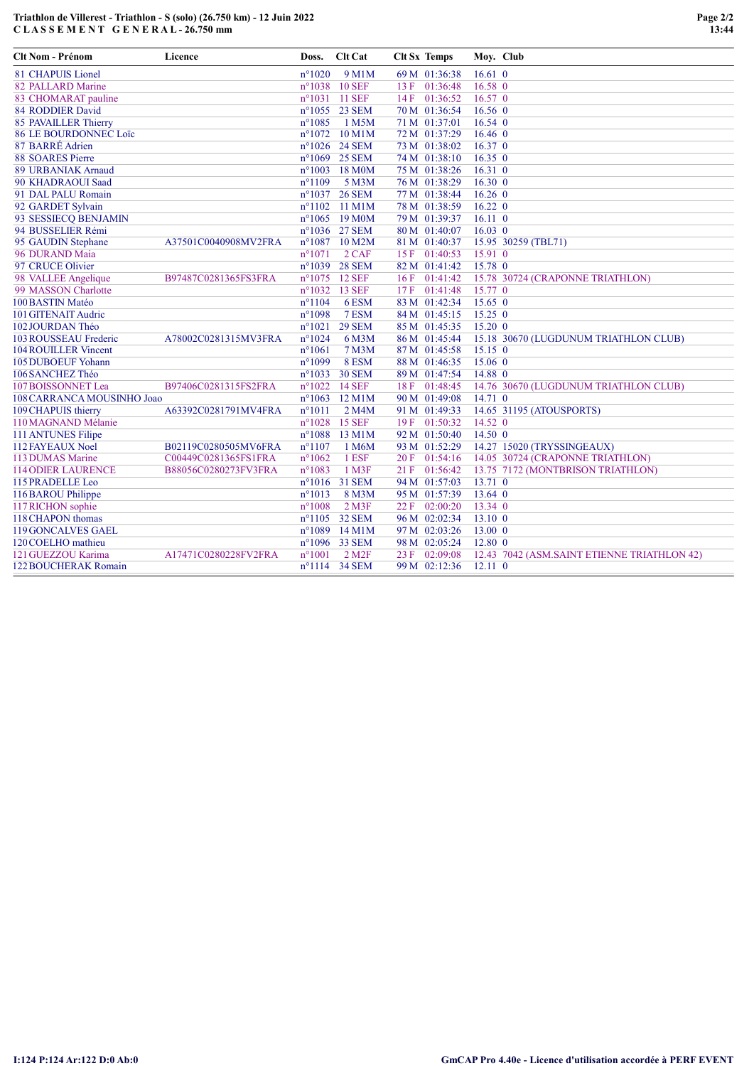| Clt | Nom - Prénom | Licence | Doss. | Clt Cat | Clt Sx | Temps | Moy. | Club |
|---|---|---|---|---|---|---|---|---|
| 81 | CHAPUIS Lionel | | n°1020 | 9 M1M | 69 M | 01:36:38 | 16.61 | 0 |
| 82 | PALLARD Marine | | n°1038 | 10 SEF | 13 F | 01:36:48 | 16.58 | 0 |
| 83 | CHOMARAT pauline | | n°1031 | 11 SEF | 14 F | 01:36:52 | 16.57 | 0 |
| 84 | RODDIER David | | n°1055 | 23 SEM | 70 M | 01:36:54 | 16.56 | 0 |
| 85 | PAVAILLER Thierry | | n°1085 | 1 M5M | 71 M | 01:37:01 | 16.54 | 0 |
| 86 | LE BOURDONNEC Loïc | | n°1072 | 10 M1M | 72 M | 01:37:29 | 16.46 | 0 |
| 87 | BARRÉ Adrien | | n°1026 | 24 SEM | 73 M | 01:38:02 | 16.37 | 0 |
| 88 | SOARES Pierre | | n°1069 | 25 SEM | 74 M | 01:38:10 | 16.35 | 0 |
| 89 | URBANIAK Arnaud | | n°1003 | 18 M0M | 75 M | 01:38:26 | 16.31 | 0 |
| 90 | KHADRAOUI Saad | | n°1109 | 5 M3M | 76 M | 01:38:29 | 16.30 | 0 |
| 91 | DAL PALU Romain | | n°1037 | 26 SEM | 77 M | 01:38:44 | 16.26 | 0 |
| 92 | GARDET Sylvain | | n°1102 | 11 M1M | 78 M | 01:38:59 | 16.22 | 0 |
| 93 | SESSIECQ BENJAMIN | | n°1065 | 19 M0M | 79 M | 01:39:37 | 16.11 | 0 |
| 94 | BUSSELIER Rémi | | n°1036 | 27 SEM | 80 M | 01:40:07 | 16.03 | 0 |
| 95 | GAUDIN Stephane | A37501C0040908MV2FRA | n°1087 | 10 M2M | 81 M | 01:40:37 | 15.95 | 30259 (TBL71) |
| 96 | DURAND Maia | | n°1071 | 2 CAF | 15 F | 01:40:53 | 15.91 | 0 |
| 97 | CRUCE Olivier | | n°1039 | 28 SEM | 82 M | 01:41:42 | 15.78 | 0 |
| 98 | VALLEE Angelique | B97487C0281365FS3FRA | n°1075 | 12 SEF | 16 F | 01:41:42 | 15.78 | 30724 (CRAPONNE TRIATHLON) |
| 99 | MASSON Charlotte | | n°1032 | 13 SEF | 17 F | 01:41:48 | 15.77 | 0 |
| 100 | BASTIN Matéo | | n°1104 | 6 ESM | 83 M | 01:42:34 | 15.65 | 0 |
| 101 | GITENAIT Audric | | n°1098 | 7 ESM | 84 M | 01:45:15 | 15.25 | 0 |
| 102 | JOURDAN Théo | | n°1021 | 29 SEM | 85 M | 01:45:35 | 15.20 | 0 |
| 103 | ROUSSEAU Frederic | A78002C0281315MV3FRA | n°1024 | 6 M3M | 86 M | 01:45:44 | 15.18 | 30670 (LUGDUNUM TRIATHLON CLUB) |
| 104 | ROUILLER Vincent | | n°1061 | 7 M3M | 87 M | 01:45:58 | 15.15 | 0 |
| 105 | DUBOEUF Yohann | | n°1099 | 8 ESM | 88 M | 01:46:35 | 15.06 | 0 |
| 106 | SANCHEZ Théo | | n°1033 | 30 SEM | 89 M | 01:47:54 | 14.88 | 0 |
| 107 | BOISSONNET Lea | B97406C0281315FS2FRA | n°1022 | 14 SEF | 18 F | 01:48:45 | 14.76 | 30670 (LUGDUNUM TRIATHLON CLUB) |
| 108 | CARRANCA MOUSINHO Joao | | n°1063 | 12 M1M | 90 M | 01:49:08 | 14.71 | 0 |
| 109 | CHAPUIS thierry | A63392C0281791MV4FRA | n°1011 | 2 M4M | 91 M | 01:49:33 | 14.65 | 31195 (ATOUSPORTS) |
| 110 | MAGNAND Mélanie | | n°1028 | 15 SEF | 19 F | 01:50:32 | 14.52 | 0 |
| 111 | ANTUNES Filipe | | n°1088 | 13 M1M | 92 M | 01:50:40 | 14.50 | 0 |
| 112 | FAYEAUX Noel | B02119C0280505MV6FRA | n°1107 | 1 M6M | 93 M | 01:52:29 | 14.27 | 15020 (TRYSSINGEAUX) |
| 113 | DUMAS Marine | C00449C0281365FS1FRA | n°1062 | 1 ESF | 20 F | 01:54:16 | 14.05 | 30724 (CRAPONNE TRIATHLON) |
| 114 | ODIER LAURENCE | B88056C0280273FV3FRA | n°1083 | 1 M3F | 21 F | 01:56:42 | 13.75 | 7172 (MONTBRISON TRIATHLON) |
| 115 | PRADELLE Leo | | n°1016 | 31 SEM | 94 M | 01:57:03 | 13.71 | 0 |
| 116 | BAROU Philippe | | n°1013 | 8 M3M | 95 M | 01:57:39 | 13.64 | 0 |
| 117 | RICHON sophie | | n°1008 | 2 M3F | 22 F | 02:00:20 | 13.34 | 0 |
| 118 | CHAPON thomas | | n°1105 | 32 SEM | 96 M | 02:02:34 | 13.10 | 0 |
| 119 | GONCALVES GAEL | | n°1089 | 14 M1M | 97 M | 02:03:26 | 13.00 | 0 |
| 120 | COELHO mathieu | | n°1096 | 33 SEM | 98 M | 02:05:24 | 12.80 | 0 |
| 121 | GUEZZOU Karima | A17471C0280228FV2FRA | n°1001 | 2 M2F | 23 F | 02:09:08 | 12.43 | 7042 (ASM.SAINT ETIENNE TRIATHLON 42) |
| 122 | BOUCHERAK Romain | | n°1114 | 34 SEM | 99 M | 02:12:36 | 12.11 | 0 |

I:124 P:124 Ar:122 D:0 Ab:0